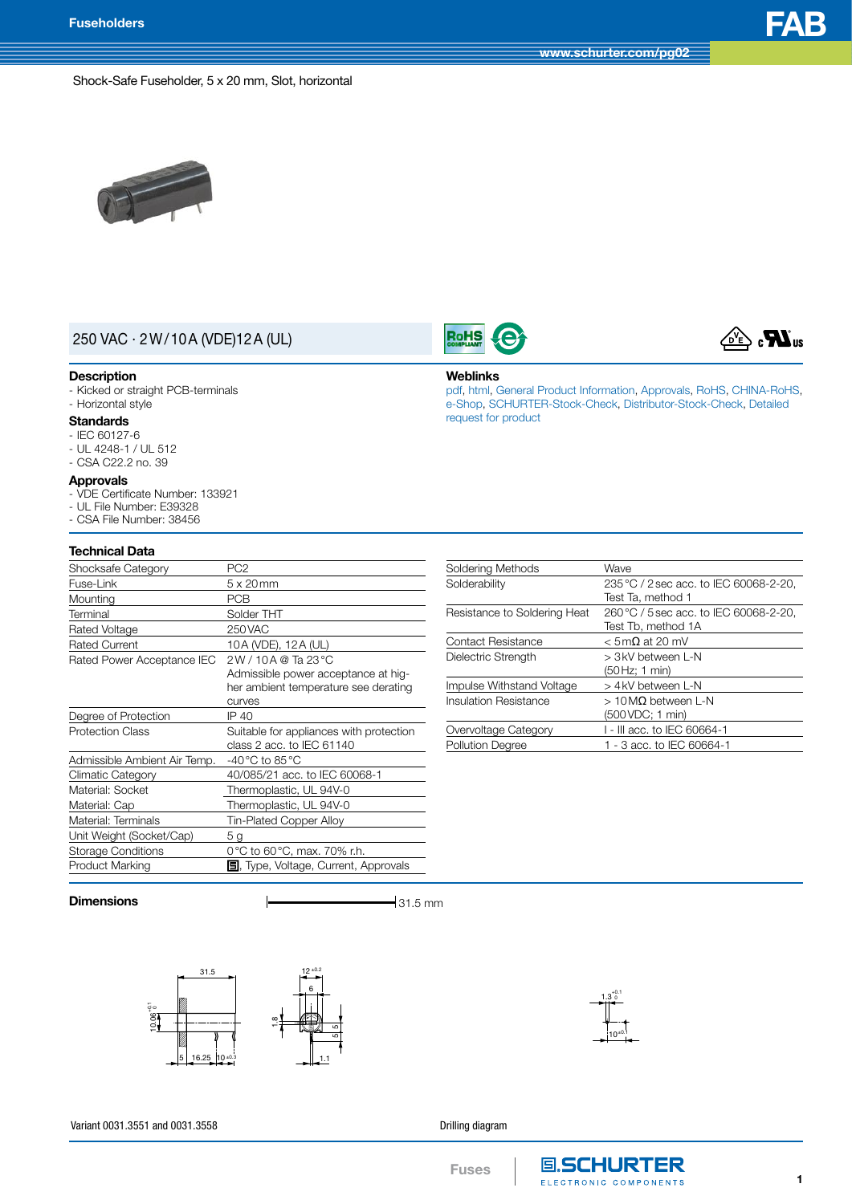Fuseholders

# FAB

Shock-Safe Fuseholder, 5 x 20 mm, Slot, horizontal

## 250 VAC · 2 W / 10 A (VDE) 12 A (UL)

### Description
- Kicked or straight PCB-terminals
- Horizontal style

### Standards
- IEC 60127-6
- UL 4248-1 / UL 512
- CSA C22.2 no. 39

### Approvals
- VDE Certificate Number: 133921
- UL File Number: E39328
- CSA File Number: 38456

### Weblinks
pdf, html, General Product Information, Approvals, RoHS, CHINA-RoHS, e-Shop, SCHURTER-Stock-Check, Distributor-Stock-Check, Detailed request for product

### Technical Data

| | |
|---|---|
| Shocksafe Category | PC2 |
| Fuse-Link | 5 x 20 mm |
| Mounting | PCB |
| Terminal | Solder THT |
| Rated Voltage | 250 VAC |
| Rated Current | 10 A (VDE), 12 A (UL) |
| Rated Power Acceptance IEC | 2 W / 10 A @ Ta 23 °C<br>Admissible power acceptance at higher ambient temperature see derating curves |
| Degree of Protection | IP 40 |
| Protection Class | Suitable for appliances with protection class 2 acc. to IEC 61140 |
| Admissible Ambient Air Temp. | -40 °C to 85 °C |
| Climatic Category | 40/085/21 acc. to IEC 60068-1 |
| Material: Socket | Thermoplastic, UL 94V-0 |
| Material: Cap | Thermoplastic, UL 94V-0 |
| Material: Terminals | Tin-Plated Copper Alloy |
| Unit Weight (Socket/Cap) | 5 g |
| Storage Conditions | 0 °C to 60 °C, max. 70% r.h. |
| Product Marking | SCHURTER logo, Type, Voltage, Current, Approvals |

| | |
|---|---|
| Soldering Methods | Wave |
| Solderability | 235 °C / 2 sec acc. to IEC 60068-2-20, Test Ta, method 1 |
| Resistance to Soldering Heat | 260 °C / 5 sec acc. to IEC 60068-2-20, Test Tb, method 1A |
| Contact Resistance | < 5 mΩ at 20 mV |
| Dielectric Strength | > 3 kV between L-N (50 Hz; 1 min) |
| Impulse Withstand Voltage | > 4 kV between L-N |
| Insulation Resistance | > 10 MΩ between L-N (500 VDC; 1 min) |
| Overvoltage Category | I - III acc. to IEC 60664-1 |
| Pollution Degree | 1 - 3 acc. to IEC 60664-1 |

### Dimensions

31.5 mm

Variant 0031.3551 and 0031.3558

Drilling diagram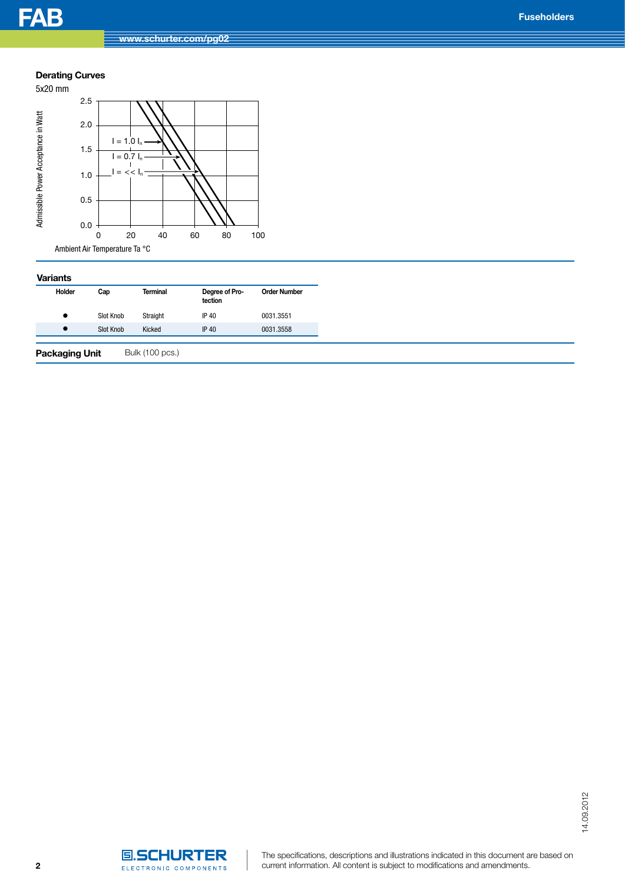## Derating Curves

5x20 mm

Admissible Power Acceptance in Watt

2.5
2.0
1.5
1.0
0.5
0.0

0 20 40 60 80 100

Ambient Air Temperature Ta °C

$I = 1.0\ I_n$

$I = 0.7\ I_n$

$I = << I_n$

## Variants

| Holder | Cap | Terminal | Degree of Protection | Order Number |
|---|---|---|---|---|
| ● | Slot Knob | Straight | IP 40 | 0031.3551 |
| ● | Slot Knob | Kicked | IP 40 | 0031.3558 |

**Packaging Unit** Bulk (100 pcs.)

The specifications, descriptions and illustrations indicated in this document are based on current information. All content is subject to modifications and amendments.

14.09.2012